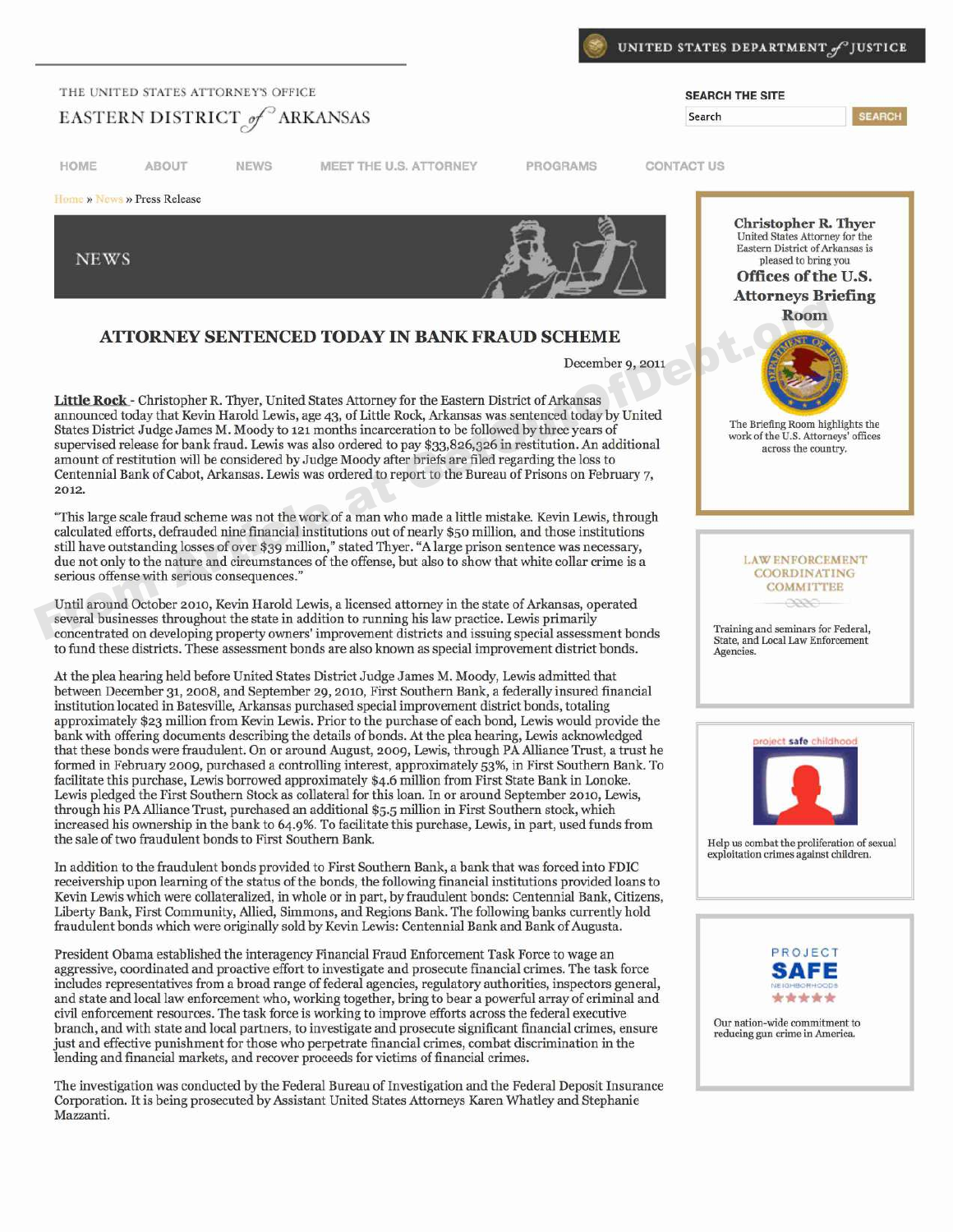UNITED STATES DEPARTMENT *of* JUSTICE

THE UNITED STATES ATTORNEY'S OFFICE
EASTERN DISTRICT *of* ARKANSAS

SEARCH THE SITE

HOME ABOUT NEWS MEET THE U.S. ATTORNEY PROGRAMS CONTACT US

Home » News » Press Release

NEWS

## ATTORNEY SENTENCED TODAY IN BANK FRAUD SCHEME

December 9, 2011

**Little Rock** - Christopher R. Thyer, United States Attorney for the Eastern District of Arkansas announced today that Kevin Harold Lewis, age 43, of Little Rock, Arkansas was sentenced today by United States District Judge James M. Moody to 121 months incarceration to be followed by three years of supervised release for bank fraud. Lewis was also ordered to pay $33,826,326 in restitution. An additional amount of restitution will be considered by Judge Moody after briefs are filed regarding the loss to Centennial Bank of Cabot, Arkansas. Lewis was ordered to report to the Bureau of Prisons on February 7, 2012.

"This large scale fraud scheme was not the work of a man who made a little mistake. Kevin Lewis, through calculated efforts, defrauded nine financial institutions out of nearly $50 million, and those institutions still have outstanding losses of over $39 million," stated Thyer. "A large prison sentence was necessary, due not only to the nature and circumstances of the offense, but also to show that white collar crime is a serious offense with serious consequences."

Until around October 2010, Kevin Harold Lewis, a licensed attorney in the state of Arkansas, operated several businesses throughout the state in addition to running his law practice. Lewis primarily concentrated on developing property owners' improvement districts and issuing special assessment bonds to fund these districts. These assessment bonds are also known as special improvement district bonds.

At the plea hearing held before United States District Judge James M. Moody, Lewis admitted that between December 31, 2008, and September 29, 2010, First Southern Bank, a federally insured financial institution located in Batesville, Arkansas purchased special improvement district bonds, totaling approximately $23 million from Kevin Lewis. Prior to the purchase of each bond, Lewis would provide the bank with offering documents describing the details of bonds. At the plea hearing, Lewis acknowledged that these bonds were fraudulent. On or around August, 2009, Lewis, through PA Alliance Trust, a trust he formed in February 2009, purchased a controlling interest, approximately 53%, in First Southern Bank. To facilitate this purchase, Lewis borrowed approximately $4.6 million from First State Bank in Lonoke. Lewis pledged the First Southern Stock as collateral for this loan. In or around September 2010, Lewis, through his PA Alliance Trust, purchased an additional $5.5 million in First Southern stock, which increased his ownership in the bank to 64.9%. To facilitate this purchase, Lewis, in part, used funds from the sale of two fraudulent bonds to First Southern Bank.

In addition to the fraudulent bonds provided to First Southern Bank, a bank that was forced into FDIC receivership upon learning of the status of the bonds, the following financial institutions provided loans to Kevin Lewis which were collateralized, in whole or in part, by fraudulent bonds: Centennial Bank, Citizens, Liberty Bank, First Community, Allied, Simmons, and Regions Bank. The following banks currently hold fraudulent bonds which were originally sold by Kevin Lewis: Centennial Bank and Bank of Augusta.

President Obama established the interagency Financial Fraud Enforcement Task Force to wage an aggressive, coordinated and proactive effort to investigate and prosecute financial crimes. The task force includes representatives from a broad range of federal agencies, regulatory authorities, inspectors general, and state and local law enforcement who, working together, bring to bear a powerful array of criminal and civil enforcement resources. The task force is working to improve efforts across the federal executive branch, and with state and local partners, to investigate and prosecute significant financial crimes, ensure just and effective punishment for those who perpetrate financial crimes, combat discrimination in the lending and financial markets, and recover proceeds for victims of financial crimes.

The investigation was conducted by the Federal Bureau of Investigation and the Federal Deposit Insurance Corporation. It is being prosecuted by Assistant United States Attorneys Karen Whatley and Stephanie Mazzanti.

**Christopher R. Thyer**
United States Attorney for the Eastern District of Arkansas is pleased to bring you
**Offices of the U.S. Attorneys Briefing Room**

The Briefing Room highlights the work of the U.S. Attorneys' offices across the country.

LAW ENFORCEMENT COORDINATING COMMITTEE

Training and seminars for Federal, State, and Local Law Enforcement Agencies.

project safe childhood

Help us combat the proliferation of sexual exploitation crimes against children.

PROJECT SAFE NEIGHBORHOODS

Our nation-wide commitment to reducing gun crime in America.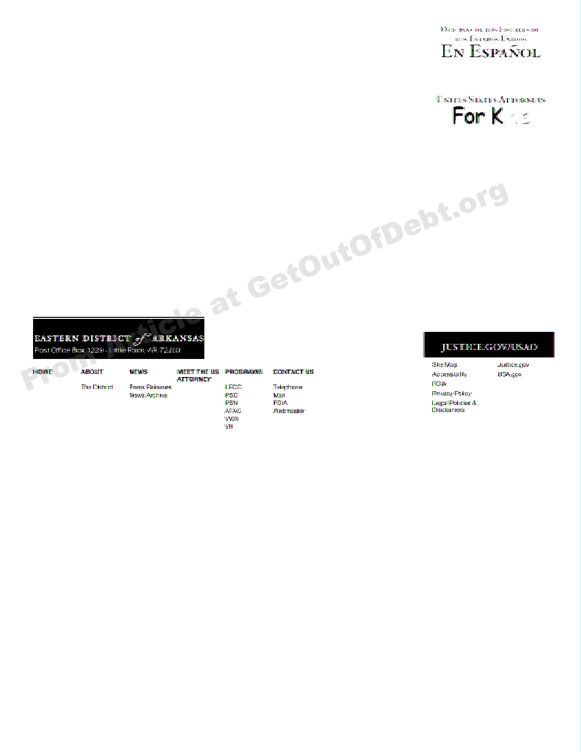Quick links to resources in the Eastern District

EN ESPAÑOL

United States Attorneys

For Kids

EASTERN DISTRICT of ARKANSAS

Post Office Box 1229 - Little Rock, AR 72203

| HOME | ABOUT | NEWS | MEET THE US ATTORNEY | PROGRAMS | CONTACT US |
|---|---|---|---|---|---|
| | The District | Press Releases | | LECC | Telephone |
| | | News Archive | | PSC | Mail |
| | | | | PSN | FOIA |
| | | | | ATAC | Webmaster |
| | | | | VWW | |
| | | | | VR | |

JUSTICE.GOV/USAO

- Site Map
- Accessibility
- FOIA
- Privacy Policy
- Legal Policies & Disclaimers
- Justice.gov
- USA.gov